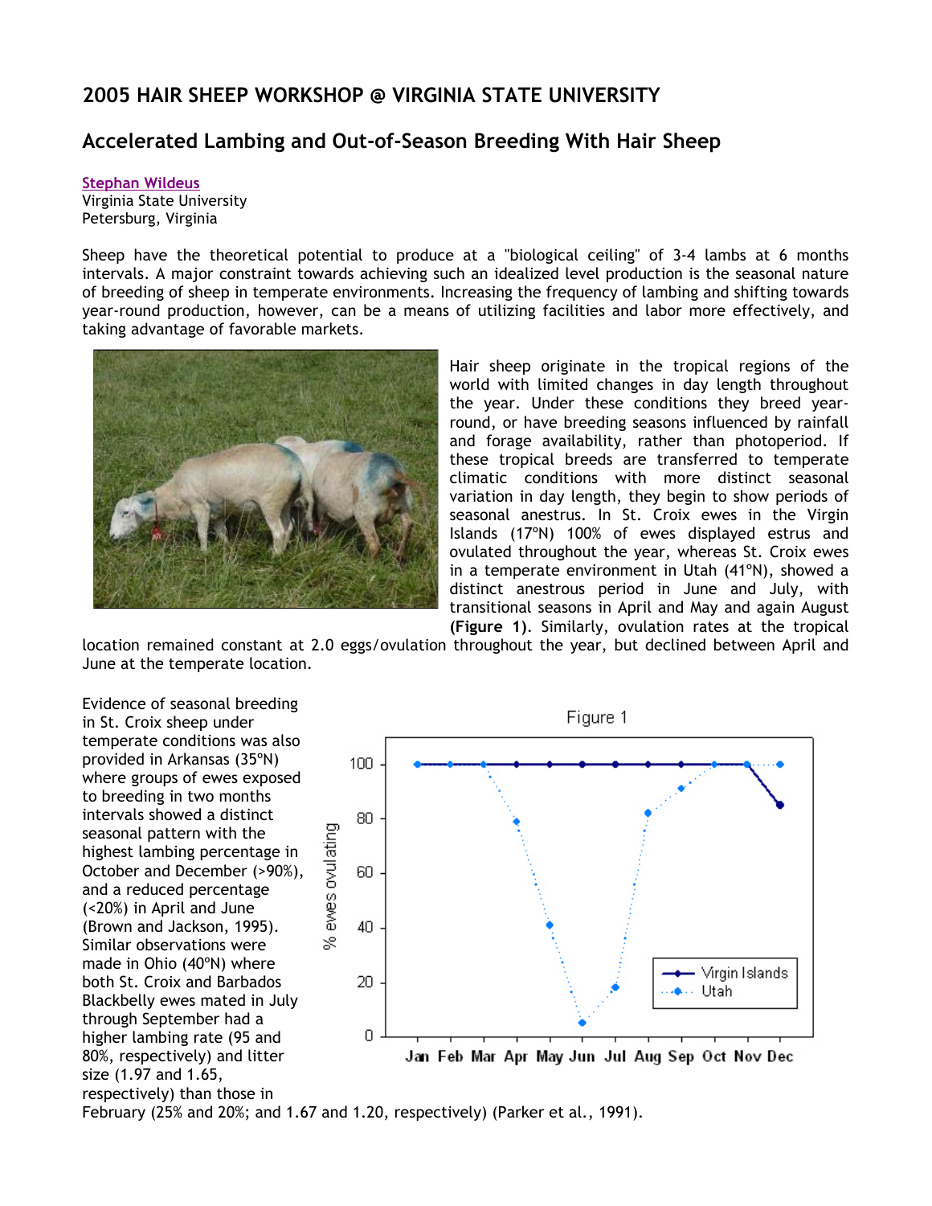## 2005 HAIR SHEEP WORKSHOP @ VIRGINIA STATE UNIVERSITY

# Accelerated Lambing and Out-of-Season Breeding With Hair Sheep

Stephan Wildeus
Virginia State University
Petersburg, Virginia

Sheep have the theoretical potential to produce at a "biological ceiling" of 3-4 lambs at 6 months intervals. A major constraint towards achieving such an idealized level production is the seasonal nature of breeding of sheep in temperate environments. Increasing the frequency of lambing and shifting towards year-round production, however, can be a means of utilizing facilities and labor more effectively, and taking advantage of favorable markets.

Hair sheep originate in the tropical regions of the world with limited changes in day length throughout the year. Under these conditions they breed year-round, or have breeding seasons influenced by rainfall and forage availability, rather than photoperiod. If these tropical breeds are transferred to temperate climatic conditions with more distinct seasonal variation in day length, they begin to show periods of seasonal anestrus. In St. Croix ewes in the Virgin Islands (17°N) 100% of ewes displayed estrus and ovulated throughout the year, whereas St. Croix ewes in a temperate environment in Utah (41°N), showed a distinct anestrous period in June and July, with transitional seasons in April and May and again August **(Figure 1)**. Similarly, ovulation rates at the tropical location remained constant at 2.0 eggs/ovulation throughout the year, but declined between April and June at the temperate location.

Evidence of seasonal breeding in St. Croix sheep under temperate conditions was also provided in Arkansas (35°N) where groups of ewes exposed to breeding in two months intervals showed a distinct seasonal pattern with the highest lambing percentage in October and December (>90%), and a reduced percentage (<20%) in April and June (Brown and Jackson, 1995). Similar observations were made in Ohio (40°N) where both St. Croix and Barbados Blackbelly ewes mated in July through September had a higher lambing rate (95 and 80%, respectively) and litter size (1.97 and 1.65, respectively) than those in February (25% and 20%; and 1.67 and 1.20, respectively) (Parker et al., 1991).

Figure 1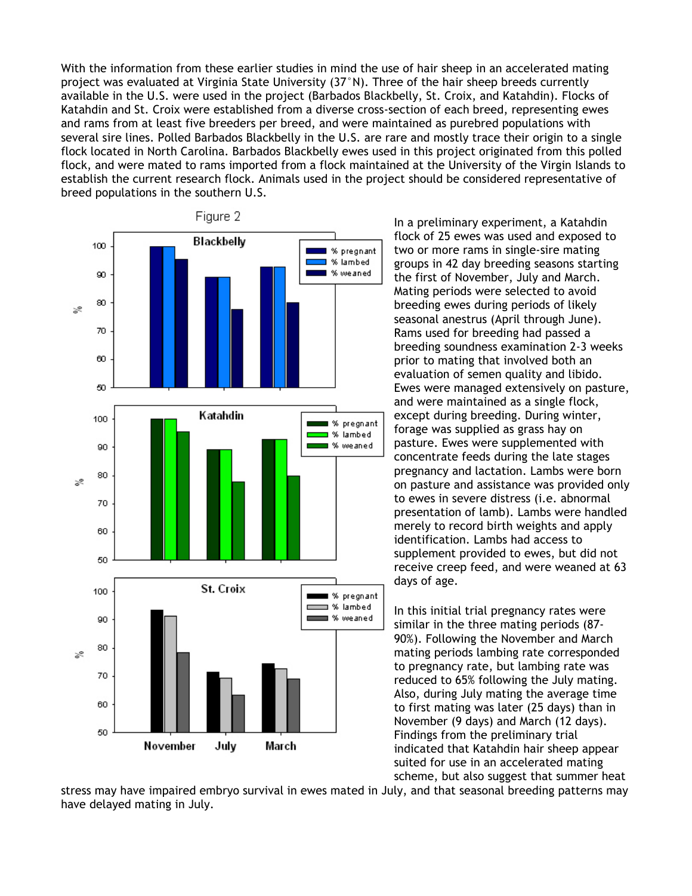With the information from these earlier studies in mind the use of hair sheep in an accelerated mating project was evaluated at Virginia State University (37°N). Three of the hair sheep breeds currently available in the U.S. were used in the project (Barbados Blackbelly, St. Croix, and Katahdin). Flocks of Katahdin and St. Croix were established from a diverse cross-section of each breed, representing ewes and rams from at least five breeders per breed, and were maintained as purebred populations with several sire lines. Polled Barbados Blackbelly in the U.S. are rare and mostly trace their origin to a single flock located in North Carolina. Barbados Blackbelly ewes used in this project originated from this polled flock, and were mated to rams imported from a flock maintained at the University of the Virgin Islands to establish the current research flock. Animals used in the project should be considered representative of breed populations in the southern U.S.

Figure 2

In a preliminary experiment, a Katahdin flock of 25 ewes was used and exposed to two or more rams in single-sire mating groups in 42 day breeding seasons starting the first of November, July and March. Mating periods were selected to avoid breeding ewes during periods of likely seasonal anestrus (April through June). Rams used for breeding had passed a breeding soundness examination 2-3 weeks prior to mating that involved both an evaluation of semen quality and libido. Ewes were managed extensively on pasture, and were maintained as a single flock, except during breeding. During winter, forage was supplied as grass hay on pasture. Ewes were supplemented with concentrate feeds during the late stages pregnancy and lactation. Lambs were born on pasture and assistance was provided only to ewes in severe distress (i.e. abnormal presentation of lamb). Lambs were handled merely to record birth weights and apply identification. Lambs had access to supplement provided to ewes, but did not receive creep feed, and were weaned at 63 days of age.

In this initial trial pregnancy rates were similar in the three mating periods (87-90%). Following the November and March mating periods lambing rate corresponded to pregnancy rate, but lambing rate was reduced to 65% following the July mating. Also, during July mating the average time to first mating was later (25 days) than in November (9 days) and March (12 days). Findings from the preliminary trial indicated that Katahdin hair sheep appear suited for use in an accelerated mating scheme, but also suggest that summer heat stress may have impaired embryo survival in ewes mated in July, and that seasonal breeding patterns may have delayed mating in July.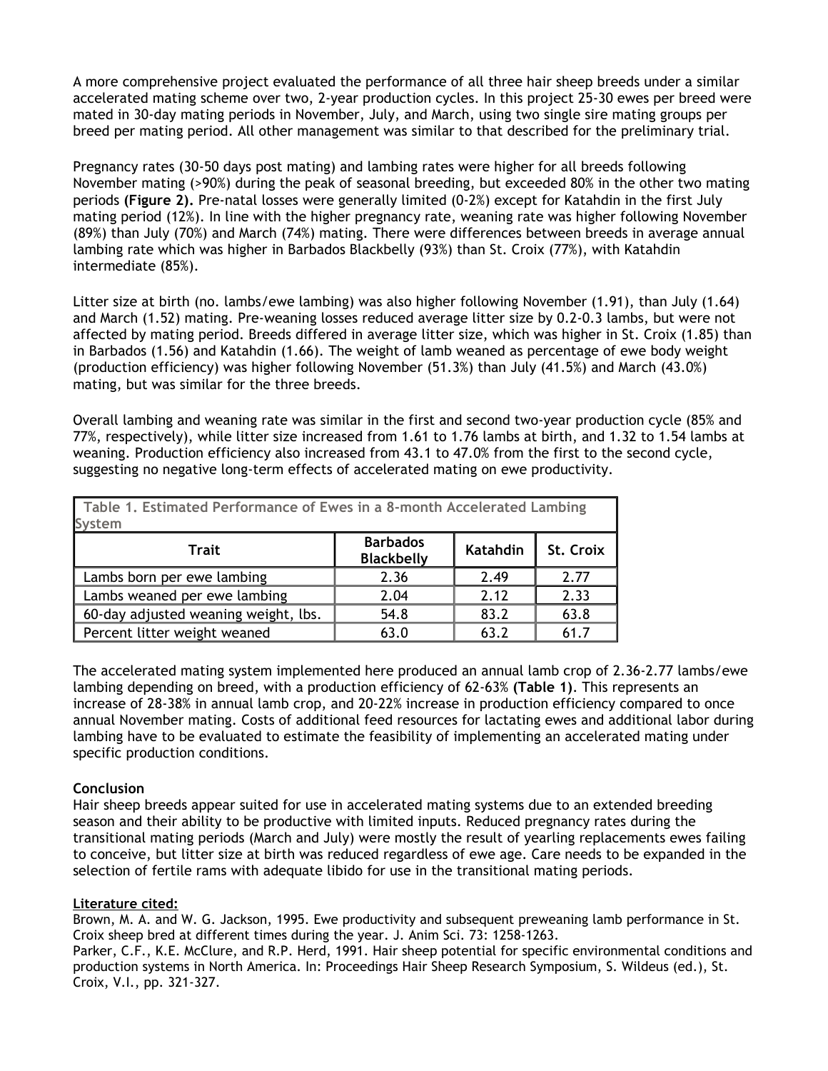A more comprehensive project evaluated the performance of all three hair sheep breeds under a similar accelerated mating scheme over two, 2-year production cycles. In this project 25-30 ewes per breed were mated in 30-day mating periods in November, July, and March, using two single sire mating groups per breed per mating period. All other management was similar to that described for the preliminary trial.

Pregnancy rates (30-50 days post mating) and lambing rates were higher for all breeds following November mating (>90%) during the peak of seasonal breeding, but exceeded 80% in the other two mating periods **(Figure 2).** Pre-natal losses were generally limited (0-2%) except for Katahdin in the first July mating period (12%). In line with the higher pregnancy rate, weaning rate was higher following November (89%) than July (70%) and March (74%) mating. There were differences between breeds in average annual lambing rate which was higher in Barbados Blackbelly (93%) than St. Croix (77%), with Katahdin intermediate (85%).

Litter size at birth (no. lambs/ewe lambing) was also higher following November (1.91), than July (1.64) and March (1.52) mating. Pre-weaning losses reduced average litter size by 0.2-0.3 lambs, but were not affected by mating period. Breeds differed in average litter size, which was higher in St. Croix (1.85) than in Barbados (1.56) and Katahdin (1.66). The weight of lamb weaned as percentage of ewe body weight (production efficiency) was higher following November (51.3%) than July (41.5%) and March (43.0%) mating, but was similar for the three breeds.

Overall lambing and weaning rate was similar in the first and second two-year production cycle (85% and 77%, respectively), while litter size increased from 1.61 to 1.76 lambs at birth, and 1.32 to 1.54 lambs at weaning. Production efficiency also increased from 43.1 to 47.0% from the first to the second cycle, suggesting no negative long-term effects of accelerated mating on ewe productivity.

**Table 1. Estimated Performance of Ewes in a 8-month Accelerated Lambing System**

| Trait | Barbados Blackbelly | Katahdin | St. Croix |
|---|---|---|---|
| Lambs born per ewe lambing | 2.36 | 2.49 | 2.77 |
| Lambs weaned per ewe lambing | 2.04 | 2.12 | 2.33 |
| 60-day adjusted weaning weight, lbs. | 54.8 | 83.2 | 63.8 |
| Percent litter weight weaned | 63.0 | 63.2 | 61.7 |

The accelerated mating system implemented here produced an annual lamb crop of 2.36-2.77 lambs/ewe lambing depending on breed, with a production efficiency of 62-63% **(Table 1)**. This represents an increase of 28-38% in annual lamb crop, and 20-22% increase in production efficiency compared to once annual November mating. Costs of additional feed resources for lactating ewes and additional labor during lambing have to be evaluated to estimate the feasibility of implementing an accelerated mating under specific production conditions.

**Conclusion**

Hair sheep breeds appear suited for use in accelerated mating systems due to an extended breeding season and their ability to be productive with limited inputs. Reduced pregnancy rates during the transitional mating periods (March and July) were mostly the result of yearling replacements ewes failing to conceive, but litter size at birth was reduced regardless of ewe age. Care needs to be expanded in the selection of fertile rams with adequate libido for use in the transitional mating periods.

**Literature cited:**

Brown, M. A. and W. G. Jackson, 1995. Ewe productivity and subsequent preweaning lamb performance in St. Croix sheep bred at different times during the year. J. Anim Sci. 73: 1258-1263.

Parker, C.F., K.E. McClure, and R.P. Herd, 1991. Hair sheep potential for specific environmental conditions and production systems in North America. In: Proceedings Hair Sheep Research Symposium, S. Wildeus (ed.), St. Croix, V.I., pp. 321-327.